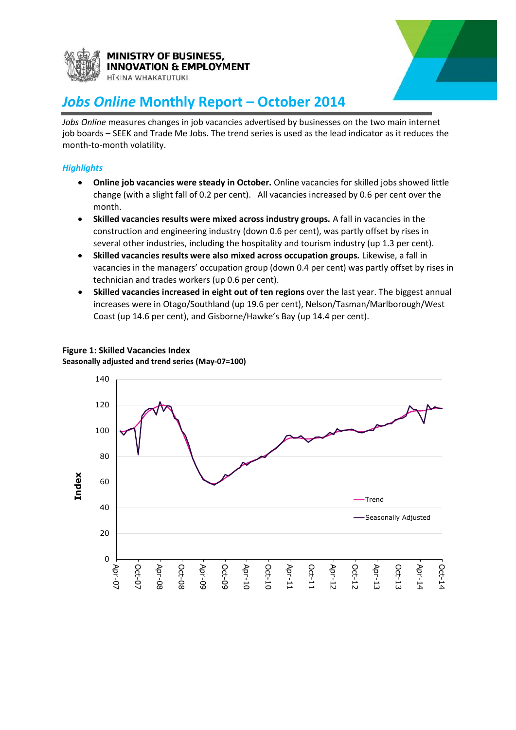MINISTRY OF BUSINESS, INNOVATION & EMPLOYMENT
HĪKINA WHAKATUTUKI

# *Jobs Online* Monthly Report – October 2014

*Jobs Online* measures changes in job vacancies advertised by businesses on the two main internet job boards – SEEK and Trade Me Jobs. The trend series is used as the lead indicator as it reduces the month-to-month volatility.

### *Highlights*

- **Online job vacancies were steady in October.** Online vacancies for skilled jobs showed little change (with a slight fall of 0.2 per cent). All vacancies increased by 0.6 per cent over the month.
- **Skilled vacancies results were mixed across industry groups.** A fall in vacancies in the construction and engineering industry (down 0.6 per cent), was partly offset by rises in several other industries, including the hospitality and tourism industry (up 1.3 per cent).
- **Skilled vacancies results were also mixed across occupation groups.** Likewise, a fall in vacancies in the managers' occupation group (down 0.4 per cent) was partly offset by rises in technician and trades workers (up 0.6 per cent).
- **Skilled vacancies increased in eight out of ten regions** over the last year. The biggest annual increases were in Otago/Southland (up 19.6 per cent), Nelson/Tasman/Marlborough/West Coast (up 14.6 per cent), and Gisborne/Hawke's Bay (up 14.4 per cent).

**Figure 1: Skilled Vacancies Index**
**Seasonally adjusted and trend series (May-07=100)**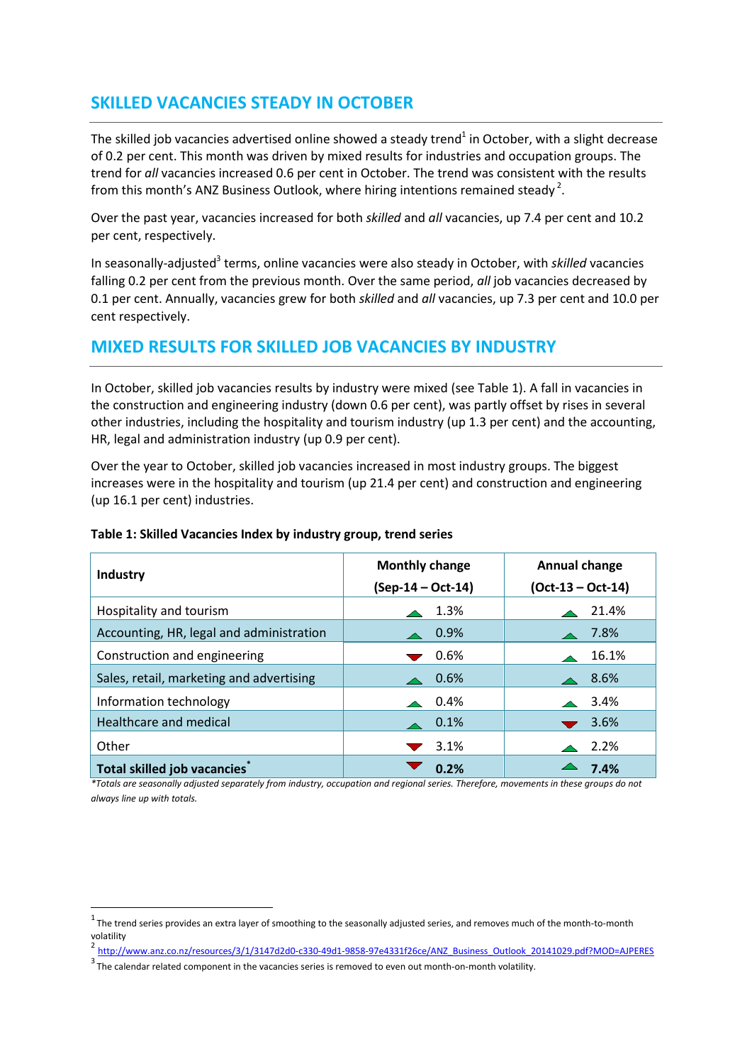## SKILLED VACANCIES STEADY IN OCTOBER

The skilled job vacancies advertised online showed a steady trend[1] in October, with a slight decrease of 0.2 per cent. This month was driven by mixed results for industries and occupation groups. The trend for *all* vacancies increased 0.6 per cent in October. The trend was consistent with the results from this month's ANZ Business Outlook, where hiring intentions remained steady[2].

Over the past year, vacancies increased for both *skilled* and *all* vacancies, up 7.4 per cent and 10.2 per cent, respectively.

In seasonally-adjusted[3] terms, online vacancies were also steady in October, with *skilled* vacancies falling 0.2 per cent from the previous month. Over the same period, *all* job vacancies decreased by 0.1 per cent. Annually, vacancies grew for both *skilled* and *all* vacancies, up 7.3 per cent and 10.0 per cent respectively.

## MIXED RESULTS FOR SKILLED JOB VACANCIES BY INDUSTRY

In October, skilled job vacancies results by industry were mixed (see Table 1). A fall in vacancies in the construction and engineering industry (down 0.6 per cent), was partly offset by rises in several other industries, including the hospitality and tourism industry (up 1.3 per cent) and the accounting, HR, legal and administration industry (up 0.9 per cent).

Over the year to October, skilled job vacancies increased in most industry groups. The biggest increases were in the hospitality and tourism (up 21.4 per cent) and construction and engineering (up 16.1 per cent) industries.

**Table 1: Skilled Vacancies Index by industry group, trend series**

| Industry | Monthly change (Sep-14 – Oct-14) | Annual change (Oct-13 – Oct-14) |
|---|---|---|
| Hospitality and tourism | ▲ 1.3% | ▲ 21.4% |
| Accounting, HR, legal and administration | ▲ 0.9% | ▲ 7.8% |
| Construction and engineering | ▼ 0.6% | ▲ 16.1% |
| Sales, retail, marketing and advertising | ▲ 0.6% | ▲ 8.6% |
| Information technology | ▲ 0.4% | ▲ 3.4% |
| Healthcare and medical | ▲ 0.1% | ▼ 3.6% |
| Other | ▼ 3.1% | ▲ 2.2% |
| **Total skilled job vacancies*** | ▼ **0.2%** | ▲ **7.4%** |

*\*Totals are seasonally adjusted separately from industry, occupation and regional series. Therefore, movements in these groups do not always line up with totals.*

[1] The trend series provides an extra layer of smoothing to the seasonally adjusted series, and removes much of the month-to-month volatility

[2] http://www.anz.co.nz/resources/3/1/3147d2d0-c330-49d1-9858-97e4331f26ce/ANZ_Business_Outlook_20141029.pdf?MOD=AJPERES

[3] The calendar related component in the vacancies series is removed to even out month-on-month volatility.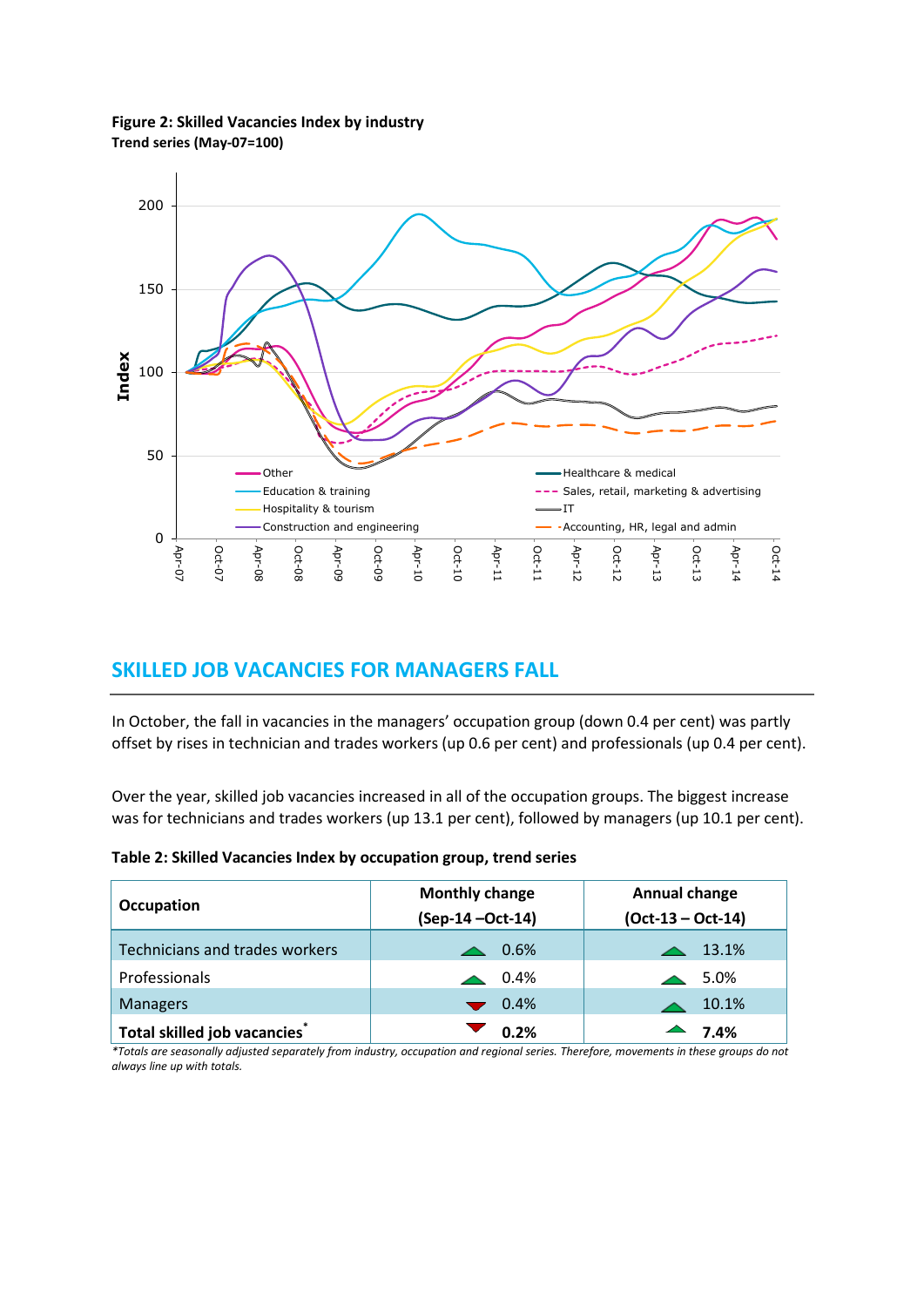**Figure 2: Skilled Vacancies Index by industry**
**Trend series (May-07=100)**

## SKILLED JOB VACANCIES FOR MANAGERS FALL

In October, the fall in vacancies in the managers' occupation group (down 0.4 per cent) was partly offset by rises in technician and trades workers (up 0.6 per cent) and professionals (up 0.4 per cent).

Over the year, skilled job vacancies increased in all of the occupation groups. The biggest increase was for technicians and trades workers (up 13.1 per cent), followed by managers (up 10.1 per cent).

**Table 2: Skilled Vacancies Index by occupation group, trend series**

| Occupation | Monthly change (Sep-14 –Oct-14) | Annual change (Oct-13 – Oct-14) |
|---|---|---|
| Technicians and trades workers | ▲ 0.6% | ▲ 13.1% |
| Professionals | ▲ 0.4% | ▲ 5.0% |
| Managers | ▼ 0.4% | ▲ 10.1% |
| **Total skilled job vacancies*** | ▼ **0.2%** | ▲ **7.4%** |

*\*Totals are seasonally adjusted separately from industry, occupation and regional series. Therefore, movements in these groups do not always line up with totals.*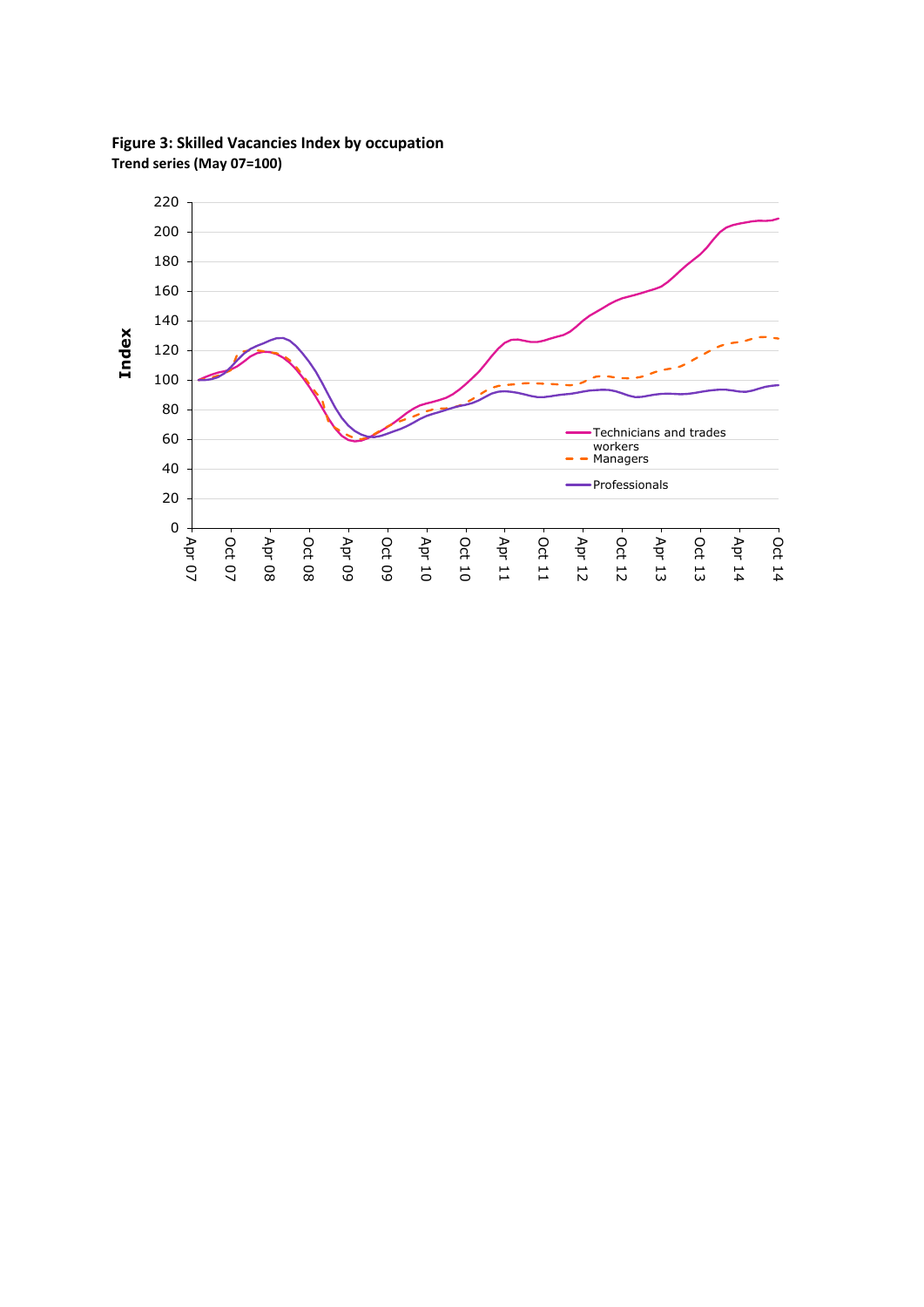**Figure 3: Skilled Vacancies Index by occupation**

**Trend series (May 07=100)**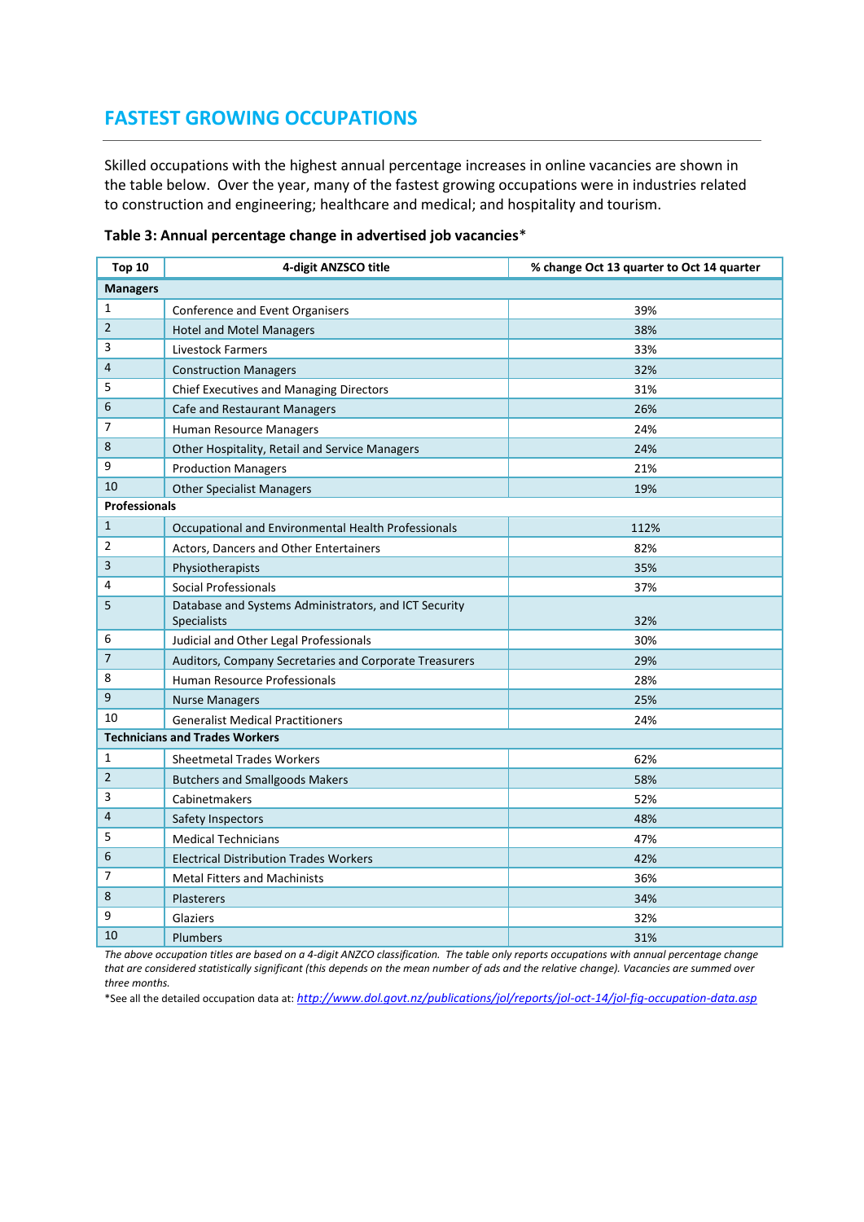## FASTEST GROWING OCCUPATIONS

Skilled occupations with the highest annual percentage increases in online vacancies are shown in the table below. Over the year, many of the fastest growing occupations were in industries related to construction and engineering; healthcare and medical; and hospitality and tourism.

**Table 3: Annual percentage change in advertised job vacancies***

| Top 10 | 4-digit ANZSCO title | % change Oct 13 quarter to Oct 14 quarter |
|---|---|---|
| **Managers** | | |
| 1 | Conference and Event Organisers | 39% |
| 2 | Hotel and Motel Managers | 38% |
| 3 | Livestock Farmers | 33% |
| 4 | Construction Managers | 32% |
| 5 | Chief Executives and Managing Directors | 31% |
| 6 | Cafe and Restaurant Managers | 26% |
| 7 | Human Resource Managers | 24% |
| 8 | Other Hospitality, Retail and Service Managers | 24% |
| 9 | Production Managers | 21% |
| 10 | Other Specialist Managers | 19% |
| **Professionals** | | |
| 1 | Occupational and Environmental Health Professionals | 112% |
| 2 | Actors, Dancers and Other Entertainers | 82% |
| 3 | Physiotherapists | 35% |
| 4 | Social Professionals | 37% |
| 5 | Database and Systems Administrators, and ICT Security Specialists | 32% |
| 6 | Judicial and Other Legal Professionals | 30% |
| 7 | Auditors, Company Secretaries and Corporate Treasurers | 29% |
| 8 | Human Resource Professionals | 28% |
| 9 | Nurse Managers | 25% |
| 10 | Generalist Medical Practitioners | 24% |
| **Technicians and Trades Workers** | | |
| 1 | Sheetmetal Trades Workers | 62% |
| 2 | Butchers and Smallgoods Makers | 58% |
| 3 | Cabinetmakers | 52% |
| 4 | Safety Inspectors | 48% |
| 5 | Medical Technicians | 47% |
| 6 | Electrical Distribution Trades Workers | 42% |
| 7 | Metal Fitters and Machinists | 36% |
| 8 | Plasterers | 34% |
| 9 | Glaziers | 32% |
| 10 | Plumbers | 31% |

*The above occupation titles are based on a 4-digit ANZCO classification. The table only reports occupations with annual percentage change that are considered statistically significant (this depends on the mean number of ads and the relative change). Vacancies are summed over three months.*

*See all the detailed occupation data at: *http://www.dol.govt.nz/publications/jol/reports/jol-oct-14/jol-fig-occupation-data.asp*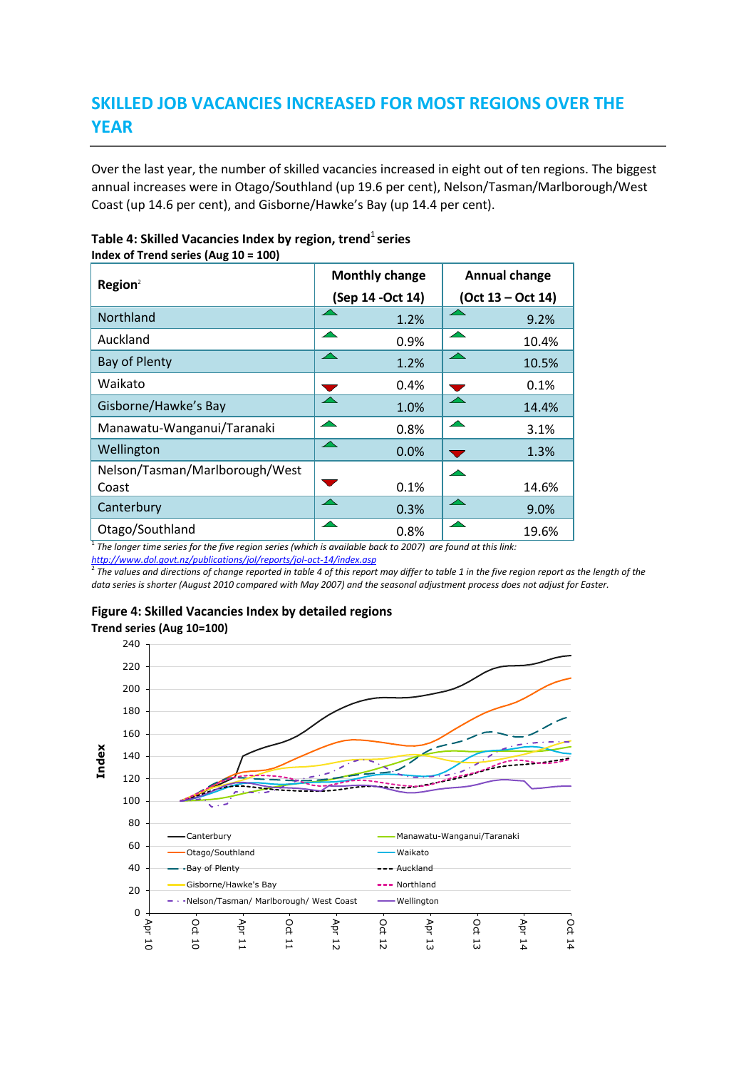# SKILLED JOB VACANCIES INCREASED FOR MOST REGIONS OVER THE YEAR

Over the last year, the number of skilled vacancies increased in eight out of ten regions. The biggest annual increases were in Otago/Southland (up 19.6 per cent), Nelson/Tasman/Marlborough/West Coast (up 14.6 per cent), and Gisborne/Hawke's Bay (up 14.4 per cent).

**Table 4: Skilled Vacancies Index by region, trend[1] series**
**Index of Trend series (Aug 10 = 100)**

| Region[2] | Monthly change (Sep 14 -Oct 14) | Annual change (Oct 13 – Oct 14) |
|---|---|---|
| Northland | ▲ 1.2% | ▲ 9.2% |
| Auckland | ▲ 0.9% | ▲ 10.4% |
| Bay of Plenty | ▲ 1.2% | ▲ 10.5% |
| Waikato | ▼ 0.4% | ▼ 0.1% |
| Gisborne/Hawke's Bay | ▲ 1.0% | ▲ 14.4% |
| Manawatu-Wanganui/Taranaki | ▲ 0.8% | ▲ 3.1% |
| Wellington | ▲ 0.0% | ▼ 1.3% |
| Nelson/Tasman/Marlborough/West Coast | ▼ 0.1% | ▲ 14.6% |
| Canterbury | ▲ 0.3% | ▲ 9.0% |
| Otago/Southland | ▲ 0.8% | ▲ 19.6% |

[1] *The longer time series for the five region series (which is available back to 2007) are found at this link:* *http://www.dol.govt.nz/publications/jol/reports/jol-oct-14/index.asp*

[2] *The values and directions of change reported in table 4 of this report may differ to table 1 in the five region report as the length of the data series is shorter (August 2010 compared with May 2007) and the seasonal adjustment process does not adjust for Easter.*

**Figure 4: Skilled Vacancies Index by detailed regions**
**Trend series (Aug 10=100)**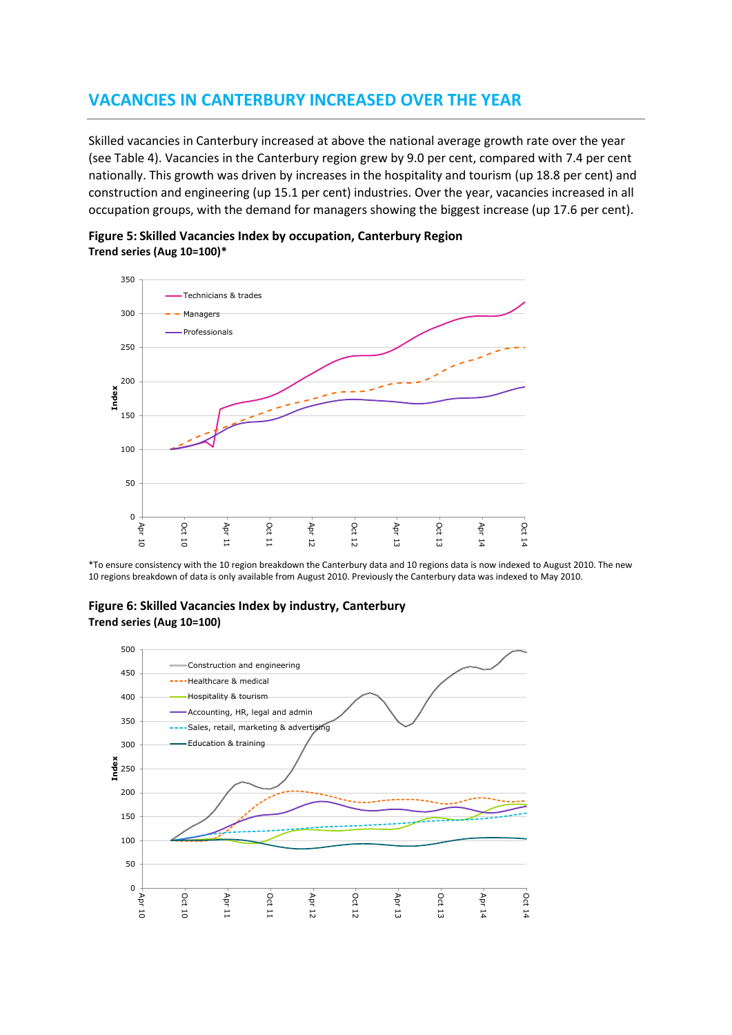## VACANCIES IN CANTERBURY INCREASED OVER THE YEAR

Skilled vacancies in Canterbury increased at above the national average growth rate over the year (see Table 4). Vacancies in the Canterbury region grew by 9.0 per cent, compared with 7.4 per cent nationally. This growth was driven by increases in the hospitality and tourism (up 18.8 per cent) and construction and engineering (up 15.1 per cent) industries. Over the year, vacancies increased in all occupation groups, with the demand for managers showing the biggest increase (up 17.6 per cent).

**Figure 5: Skilled Vacancies Index by occupation, Canterbury Region**
**Trend series (Aug 10=100)***

*To ensure consistency with the 10 region breakdown the Canterbury data and 10 regions data is now indexed to August 2010. The new 10 regions breakdown of data is only available from August 2010. Previously the Canterbury data was indexed to May 2010.

**Figure 6: Skilled Vacancies Index by industry, Canterbury**
**Trend series (Aug 10=100)**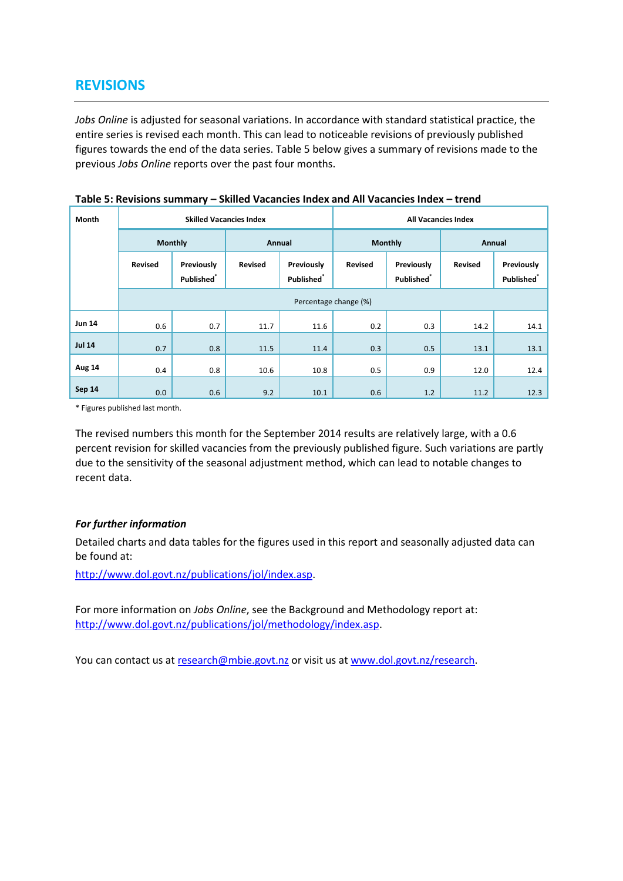## REVISIONS

*Jobs Online* is adjusted for seasonal variations. In accordance with standard statistical practice, the entire series is revised each month. This can lead to noticeable revisions of previously published figures towards the end of the data series. Table 5 below gives a summary of revisions made to the previous *Jobs Online* reports over the past four months.

**Table 5: Revisions summary – Skilled Vacancies Index and All Vacancies Index – trend**

| Month | Skilled Vacancies Index | | | | All Vacancies Index | | | |
|---|---|---|---|---|---|---|---|---|
| | Monthly | | Annual | | Monthly | | Annual | |
| | Revised | Previously Published* | Revised | Previously Published* | Revised | Previously Published* | Revised | Previously Published* |
| | Percentage change (%) | | | | | | | |
| Jun 14 | 0.6 | 0.7 | 11.7 | 11.6 | 0.2 | 0.3 | 14.2 | 14.1 |
| Jul 14 | 0.7 | 0.8 | 11.5 | 11.4 | 0.3 | 0.5 | 13.1 | 13.1 |
| Aug 14 | 0.4 | 0.8 | 10.6 | 10.8 | 0.5 | 0.9 | 12.0 | 12.4 |
| Sep 14 | 0.0 | 0.6 | 9.2 | 10.1 | 0.6 | 1.2 | 11.2 | 12.3 |

\* Figures published last month.

The revised numbers this month for the September 2014 results are relatively large, with a 0.6 percent revision for skilled vacancies from the previously published figure. Such variations are partly due to the sensitivity of the seasonal adjustment method, which can lead to notable changes to recent data.

### *For further information*

Detailed charts and data tables for the figures used in this report and seasonally adjusted data can be found at:

http://www.dol.govt.nz/publications/jol/index.asp.

For more information on *Jobs Online*, see the Background and Methodology report at: http://www.dol.govt.nz/publications/jol/methodology/index.asp.

You can contact us at research@mbie.govt.nz or visit us at www.dol.govt.nz/research.